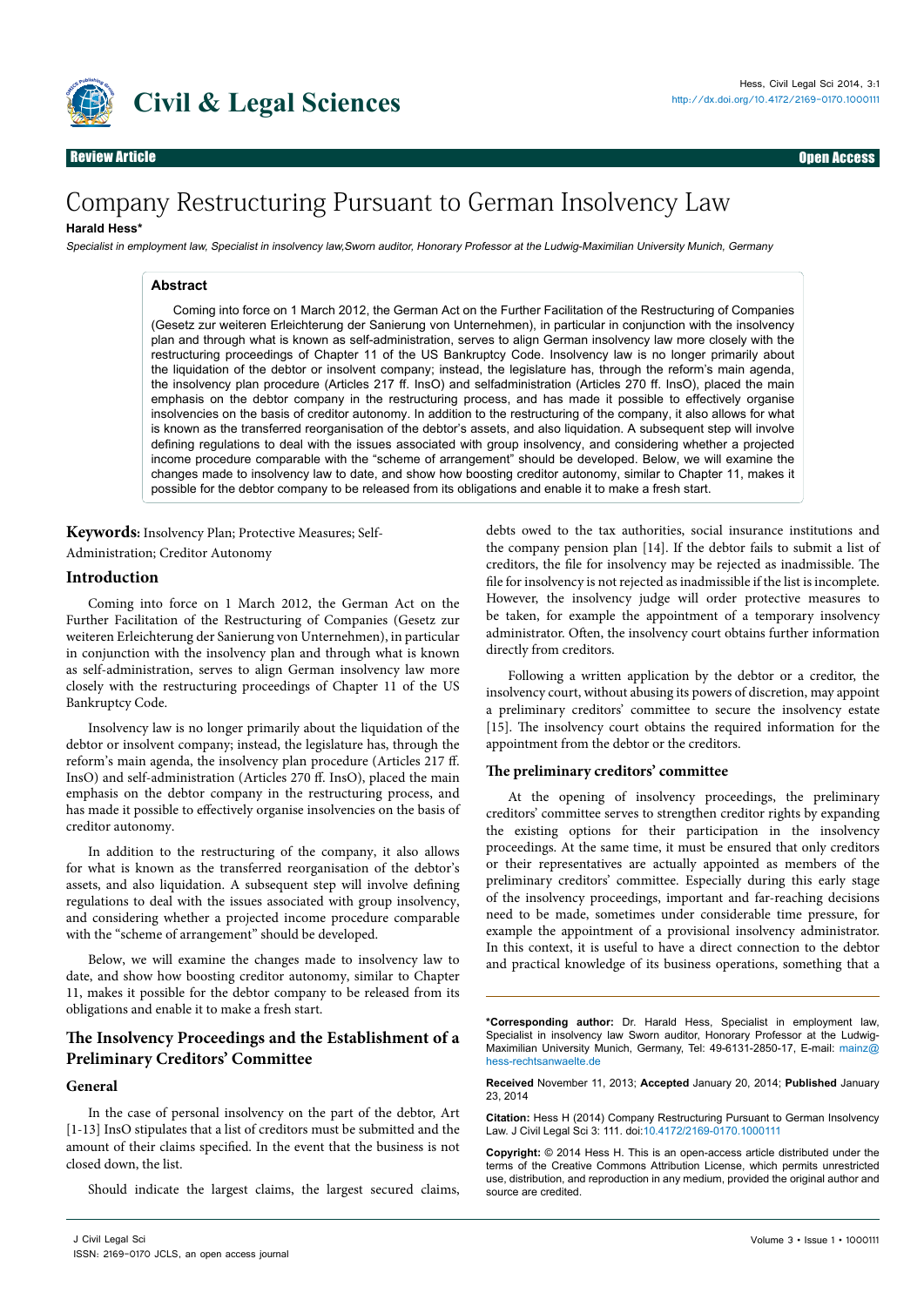Review Article | Open Access

# Company Restructuring Pursuant to German Insolvency Law

**Harald Hess***

*Specialist in employment law, Specialist in insolvency law,Sworn auditor, Honorary Professor at the Ludwig-Maximilian University Munich, Germany*

## Abstract

Coming into force on 1 March 2012, the German Act on the Further Facilitation of the Restructuring of Companies (Gesetz zur weiteren Erleichterung der Sanierung von Unternehmen), in particular in conjunction with the insolvency plan and through what is known as self-administration, serves to align German insolvency law more closely with the restructuring proceedings of Chapter 11 of the US Bankruptcy Code. Insolvency law is no longer primarily about the liquidation of the debtor or insolvent company; instead, the legislature has, through the reform's main agenda, the insolvency plan procedure (Articles 217 ff. InsO) and selfadministration (Articles 270 ff. InsO), placed the main emphasis on the debtor company in the restructuring process, and has made it possible to effectively organise insolvencies on the basis of creditor autonomy. In addition to the restructuring of the company, it also allows for what is known as the transferred reorganisation of the debtor's assets, and also liquidation. A subsequent step will involve defining regulations to deal with the issues associated with group insolvency, and considering whether a projected income procedure comparable with the "scheme of arrangement" should be developed. Below, we will examine the changes made to insolvency law to date, and show how boosting creditor autonomy, similar to Chapter 11, makes it possible for the debtor company to be released from its obligations and enable it to make a fresh start.

**Keywords:** Insolvency Plan; Protective Measures; Self-Administration; Creditor Autonomy

## Introduction

Coming into force on 1 March 2012, the German Act on the Further Facilitation of the Restructuring of Companies (Gesetz zur weiteren Erleichterung der Sanierung von Unternehmen), in particular in conjunction with the insolvency plan and through what is known as self-administration, serves to align German insolvency law more closely with the restructuring proceedings of Chapter 11 of the US Bankruptcy Code.

Insolvency law is no longer primarily about the liquidation of the debtor or insolvent company; instead, the legislature has, through the reform's main agenda, the insolvency plan procedure (Articles 217 ff. InsO) and self-administration (Articles 270 ff. InsO), placed the main emphasis on the debtor company in the restructuring process, and has made it possible to effectively organise insolvencies on the basis of creditor autonomy.

In addition to the restructuring of the company, it also allows for what is known as the transferred reorganisation of the debtor's assets, and also liquidation. A subsequent step will involve defining regulations to deal with the issues associated with group insolvency, and considering whether a projected income procedure comparable with the "scheme of arrangement" should be developed.

Below, we will examine the changes made to insolvency law to date, and show how boosting creditor autonomy, similar to Chapter 11, makes it possible for the debtor company to be released from its obligations and enable it to make a fresh start.

## The Insolvency Proceedings and the Establishment of a Preliminary Creditors' Committee

### General

In the case of personal insolvency on the part of the debtor, Art [1-13] InsO stipulates that a list of creditors must be submitted and the amount of their claims specified. In the event that the business is not closed down, the list.

Should indicate the largest claims, the largest secured claims, debts owed to the tax authorities, social insurance institutions and the company pension plan [14]. If the debtor fails to submit a list of creditors, the file for insolvency may be rejected as inadmissible. The file for insolvency is not rejected as inadmissible if the list is incomplete. However, the insolvency judge will order protective measures to be taken, for example the appointment of a temporary insolvency administrator. Often, the insolvency court obtains further information directly from creditors.

Following a written application by the debtor or a creditor, the insolvency court, without abusing its powers of discretion, may appoint a preliminary creditors' committee to secure the insolvency estate [15]. The insolvency court obtains the required information for the appointment from the debtor or the creditors.

### The preliminary creditors' committee

At the opening of insolvency proceedings, the preliminary creditors' committee serves to strengthen creditor rights by expanding the existing options for their participation in the insolvency proceedings. At the same time, it must be ensured that only creditors or their representatives are actually appointed as members of the preliminary creditors' committee. Especially during this early stage of the insolvency proceedings, important and far-reaching decisions need to be made, sometimes under considerable time pressure, for example the appointment of a provisional insolvency administrator. In this context, it is useful to have a direct connection to the debtor and practical knowledge of its business operations, something that a

---

**\*Corresponding author:** Dr. Harald Hess, Specialist in employment law, Specialist in insolvency law Sworn auditor, Honorary Professor at the Ludwig-Maximilian University Munich, Germany, Tel: 49-6131-2850-17, E-mail: mainz@hess-rechtsanwaelte.de

**Received** November 11, 2013; **Accepted** January 20, 2014; **Published** January 23, 2014

**Citation:** Hess H (2014) Company Restructuring Pursuant to German Insolvency Law. J Civil Legal Sci 3: 111. doi:10.4172/2169-0170.1000111

**Copyright:** © 2014 Hess H. This is an open-access article distributed under the terms of the Creative Commons Attribution License, which permits unrestricted use, distribution, and reproduction in any medium, provided the original author and source are credited.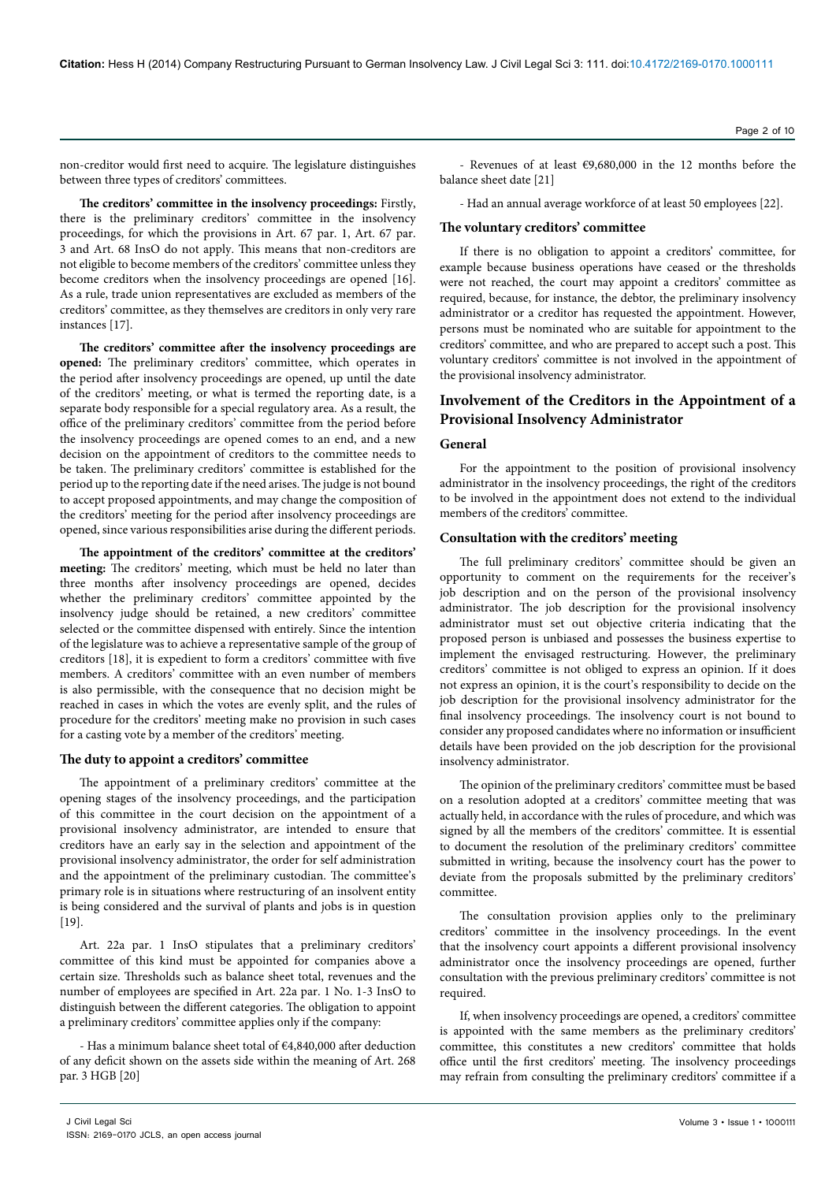non-creditor would first need to acquire. The legislature distinguishes between three types of creditors' committees.

**The creditors' committee in the insolvency proceedings:** Firstly, there is the preliminary creditors' committee in the insolvency proceedings, for which the provisions in Art. 67 par. 1, Art. 67 par. 3 and Art. 68 InsO do not apply. This means that non-creditors are not eligible to become members of the creditors' committee unless they become creditors when the insolvency proceedings are opened [16]. As a rule, trade union representatives are excluded as members of the creditors' committee, as they themselves are creditors in only very rare instances [17].

**The creditors' committee after the insolvency proceedings are opened:** The preliminary creditors' committee, which operates in the period after insolvency proceedings are opened, up until the date of the creditors' meeting, or what is termed the reporting date, is a separate body responsible for a special regulatory area. As a result, the office of the preliminary creditors' committee from the period before the insolvency proceedings are opened comes to an end, and a new decision on the appointment of creditors to the committee needs to be taken. The preliminary creditors' committee is established for the period up to the reporting date if the need arises. The judge is not bound to accept proposed appointments, and may change the composition of the creditors' meeting for the period after insolvency proceedings are opened, since various responsibilities arise during the different periods.

**The appointment of the creditors' committee at the creditors' meeting:** The creditors' meeting, which must be held no later than three months after insolvency proceedings are opened, decides whether the preliminary creditors' committee appointed by the insolvency judge should be retained, a new creditors' committee selected or the committee dispensed with entirely. Since the intention of the legislature was to achieve a representative sample of the group of creditors [18], it is expedient to form a creditors' committee with five members. A creditors' committee with an even number of members is also permissible, with the consequence that no decision might be reached in cases in which the votes are evenly split, and the rules of procedure for the creditors' meeting make no provision in such cases for a casting vote by a member of the creditors' meeting.

### The duty to appoint a creditors' committee

The appointment of a preliminary creditors' committee at the opening stages of the insolvency proceedings, and the participation of this committee in the court decision on the appointment of a provisional insolvency administrator, are intended to ensure that creditors have an early say in the selection and appointment of the provisional insolvency administrator, the order for self administration and the appointment of the preliminary custodian. The committee's primary role is in situations where restructuring of an insolvent entity is being considered and the survival of plants and jobs is in question [19].

Art. 22a par. 1 InsO stipulates that a preliminary creditors' committee of this kind must be appointed for companies above a certain size. Thresholds such as balance sheet total, revenues and the number of employees are specified in Art. 22a par. 1 No. 1-3 InsO to distinguish between the different categories. The obligation to appoint a preliminary creditors' committee applies only if the company:

- Has a minimum balance sheet total of €4,840,000 after deduction of any deficit shown on the assets side within the meaning of Art. 268 par. 3 HGB [20]

- Revenues of at least €9,680,000 in the 12 months before the balance sheet date [21]

- Had an annual average workforce of at least 50 employees [22].

### The voluntary creditors' committee

If there is no obligation to appoint a creditors' committee, for example because business operations have ceased or the thresholds were not reached, the court may appoint a creditors' committee as required, because, for instance, the debtor, the preliminary insolvency administrator or a creditor has requested the appointment. However, persons must be nominated who are suitable for appointment to the creditors' committee, and who are prepared to accept such a post. This voluntary creditors' committee is not involved in the appointment of the provisional insolvency administrator.

## Involvement of the Creditors in the Appointment of a Provisional Insolvency Administrator

### General

For the appointment to the position of provisional insolvency administrator in the insolvency proceedings, the right of the creditors to be involved in the appointment does not extend to the individual members of the creditors' committee.

### Consultation with the creditors' meeting

The full preliminary creditors' committee should be given an opportunity to comment on the requirements for the receiver's job description and on the person of the provisional insolvency administrator. The job description for the provisional insolvency administrator must set out objective criteria indicating that the proposed person is unbiased and possesses the business expertise to implement the envisaged restructuring. However, the preliminary creditors' committee is not obliged to express an opinion. If it does not express an opinion, it is the court's responsibility to decide on the job description for the provisional insolvency administrator for the final insolvency proceedings. The insolvency court is not bound to consider any proposed candidates where no information or insufficient details have been provided on the job description for the provisional insolvency administrator.

The opinion of the preliminary creditors' committee must be based on a resolution adopted at a creditors' committee meeting that was actually held, in accordance with the rules of procedure, and which was signed by all the members of the creditors' committee. It is essential to document the resolution of the preliminary creditors' committee submitted in writing, because the insolvency court has the power to deviate from the proposals submitted by the preliminary creditors' committee.

The consultation provision applies only to the preliminary creditors' committee in the insolvency proceedings. In the event that the insolvency court appoints a different provisional insolvency administrator once the insolvency proceedings are opened, further consultation with the previous preliminary creditors' committee is not required.

If, when insolvency proceedings are opened, a creditors' committee is appointed with the same members as the preliminary creditors' committee, this constitutes a new creditors' committee that holds office until the first creditors' meeting. The insolvency proceedings may refrain from consulting the preliminary creditors' committee if a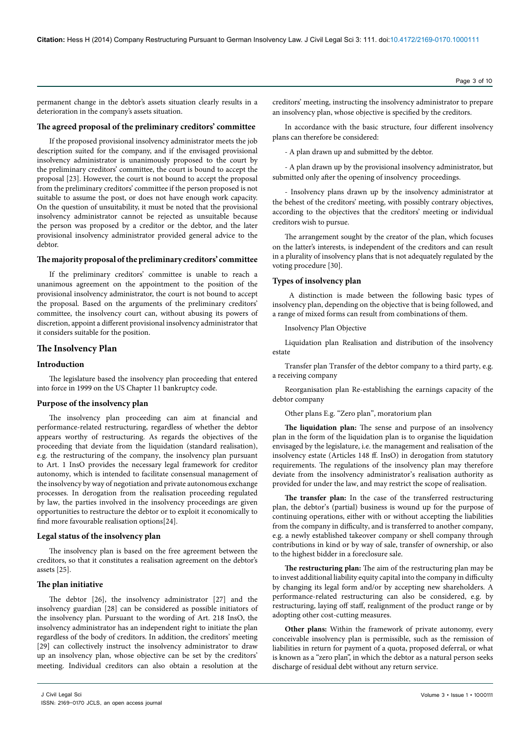permanent change in the debtor's assets situation clearly results in a deterioration in the company's assets situation.

### The agreed proposal of the preliminary creditors' committee

If the proposed provisional insolvency administrator meets the job description suited for the company, and if the envisaged provisional insolvency administrator is unanimously proposed to the court by the preliminary creditors' committee, the court is bound to accept the proposal [23]. However, the court is not bound to accept the proposal from the preliminary creditors' committee if the person proposed is not suitable to assume the post, or does not have enough work capacity. On the question of unsuitability, it must be noted that the provisional insolvency administrator cannot be rejected as unsuitable because the person was proposed by a creditor or the debtor, and the later provisional insolvency administrator provided general advice to the debtor.

### The majority proposal of the preliminary creditors' committee

If the preliminary creditors' committee is unable to reach a unanimous agreement on the appointment to the position of the provisional insolvency administrator, the court is not bound to accept the proposal. Based on the arguments of the preliminary creditors' committee, the insolvency court can, without abusing its powers of discretion, appoint a different provisional insolvency administrator that it considers suitable for the position.

## The Insolvency Plan

### Introduction

The legislature based the insolvency plan proceeding that entered into force in 1999 on the US Chapter 11 bankruptcy code.

### Purpose of the insolvency plan

The insolvency plan proceeding can aim at financial and performance-related restructuring, regardless of whether the debtor appears worthy of restructuring. As regards the objectives of the proceeding that deviate from the liquidation (standard realisation), e.g. the restructuring of the company, the insolvency plan pursuant to Art. 1 InsO provides the necessary legal framework for creditor autonomy, which is intended to facilitate consensual management of the insolvency by way of negotiation and private autonomous exchange processes. In derogation from the realisation proceeding regulated by law, the parties involved in the insolvency proceedings are given opportunities to restructure the debtor or to exploit it economically to find more favourable realisation options[24].

### Legal status of the insolvency plan

The insolvency plan is based on the free agreement between the creditors, so that it constitutes a realisation agreement on the debtor's assets [25].

### The plan initiative

The debtor [26], the insolvency administrator [27] and the insolvency guardian [28] can be considered as possible initiators of the insolvency plan. Pursuant to the wording of Art. 218 InsO, the insolvency administrator has an independent right to initiate the plan regardless of the body of creditors. In addition, the creditors' meeting [29] can collectively instruct the insolvency administrator to draw up an insolvency plan, whose objective can be set by the creditors' meeting. Individual creditors can also obtain a resolution at the creditors' meeting, instructing the insolvency administrator to prepare an insolvency plan, whose objective is specified by the creditors.

In accordance with the basic structure, four different insolvency plans can therefore be considered:

- A plan drawn up and submitted by the debtor.

- A plan drawn up by the provisional insolvency administrator, but submitted only after the opening of insolvency proceedings.

- Insolvency plans drawn up by the insolvency administrator at the behest of the creditors' meeting, with possibly contrary objectives, according to the objectives that the creditors' meeting or individual creditors wish to pursue.

The arrangement sought by the creator of the plan, which focuses on the latter's interests, is independent of the creditors and can result in a plurality of insolvency plans that is not adequately regulated by the voting procedure [30].

### Types of insolvency plan

A distinction is made between the following basic types of insolvency plan, depending on the objective that is being followed, and a range of mixed forms can result from combinations of them.

| Insolvency Plan | Objective |
|---|---|
| Liquidation plan | Realisation and distribution of the insolvency estate |
| Transfer plan | Transfer of the debtor company to a third party, e.g. a receiving company |
| Reorganisation plan | Re-establishing the earnings capacity of the debtor company |
| Other plans | E.g. "Zero plan", moratorium plan |

**The liquidation plan:** The sense and purpose of an insolvency plan in the form of the liquidation plan is to organise the liquidation envisaged by the legislature, i.e. the management and realisation of the insolvency estate (Articles 148 ff. InsO) in derogation from statutory requirements. The regulations of the insolvency plan may therefore deviate from the insolvency administrator's realisation authority as provided for under the law, and may restrict the scope of realisation.

**The transfer plan:** In the case of the transferred restructuring plan, the debtor's (partial) business is wound up for the purpose of continuing operations, either with or without accepting the liabilities from the company in difficulty, and is transferred to another company, e.g. a newly established takeover company or shell company through contributions in kind or by way of sale, transfer of ownership, or also to the highest bidder in a foreclosure sale.

**The restructuring plan:** The aim of the restructuring plan may be to invest additional liability equity capital into the company in difficulty by changing its legal form and/or by accepting new shareholders. A performance-related restructuring can also be considered, e.g. by restructuring, laying off staff, realignment of the product range or by adopting other cost-cutting measures.

**Other plans:** Within the framework of private autonomy, every conceivable insolvency plan is permissible, such as the remission of liabilities in return for payment of a quota, proposed deferral, or what is known as a "zero plan", in which the debtor as a natural person seeks discharge of residual debt without any return service.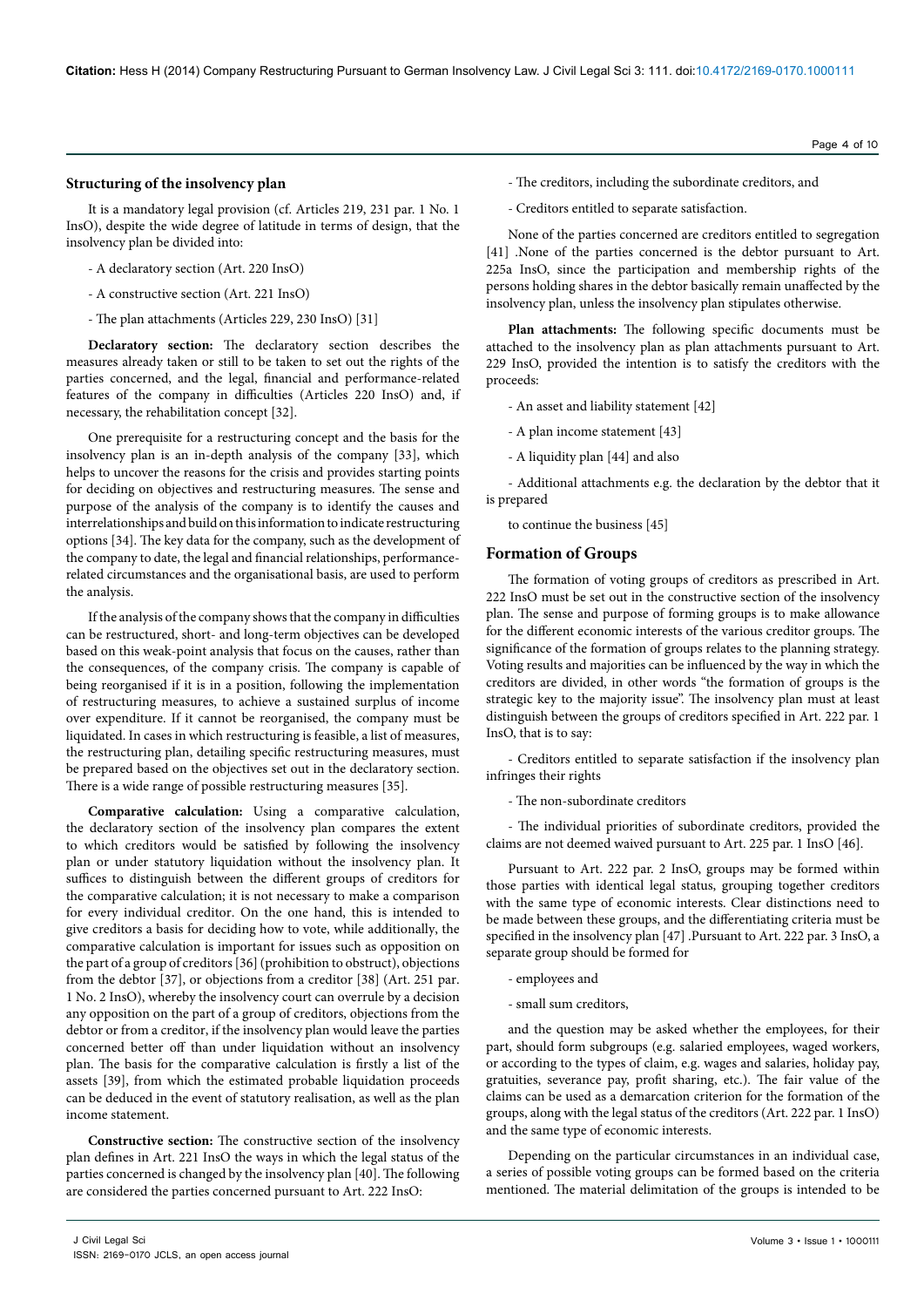### Structuring of the insolvency plan

It is a mandatory legal provision (cf. Articles 219, 231 par. 1 No. 1 InsO), despite the wide degree of latitude in terms of design, that the insolvency plan be divided into:

- A declaratory section (Art. 220 InsO)

- A constructive section (Art. 221 InsO)

- The plan attachments (Articles 229, 230 InsO) [31]

**Declaratory section:** The declaratory section describes the measures already taken or still to be taken to set out the rights of the parties concerned, and the legal, financial and performance-related features of the company in difficulties (Articles 220 InsO) and, if necessary, the rehabilitation concept [32].

One prerequisite for a restructuring concept and the basis for the insolvency plan is an in-depth analysis of the company [33], which helps to uncover the reasons for the crisis and provides starting points for deciding on objectives and restructuring measures. The sense and purpose of the analysis of the company is to identify the causes and interrelationships and build on this information to indicate restructuring options [34]. The key data for the company, such as the development of the company to date, the legal and financial relationships, performance-related circumstances and the organisational basis, are used to perform the analysis.

If the analysis of the company shows that the company in difficulties can be restructured, short- and long-term objectives can be developed based on this weak-point analysis that focus on the causes, rather than the consequences, of the company crisis. The company is capable of being reorganised if it is in a position, following the implementation of restructuring measures, to achieve a sustained surplus of income over expenditure. If it cannot be reorganised, the company must be liquidated. In cases in which restructuring is feasible, a list of measures, the restructuring plan, detailing specific restructuring measures, must be prepared based on the objectives set out in the declaratory section. There is a wide range of possible restructuring measures [35].

**Comparative calculation:** Using a comparative calculation, the declaratory section of the insolvency plan compares the extent to which creditors would be satisfied by following the insolvency plan or under statutory liquidation without the insolvency plan. It suffices to distinguish between the different groups of creditors for the comparative calculation; it is not necessary to make a comparison for every individual creditor. On the one hand, this is intended to give creditors a basis for deciding how to vote, while additionally, the comparative calculation is important for issues such as opposition on the part of a group of creditors [36] (prohibition to obstruct), objections from the debtor [37], or objections from a creditor [38] (Art. 251 par. 1 No. 2 InsO), whereby the insolvency court can overrule by a decision any opposition on the part of a group of creditors, objections from the debtor or from a creditor, if the insolvency plan would leave the parties concerned better off than under liquidation without an insolvency plan. The basis for the comparative calculation is firstly a list of the assets [39], from which the estimated probable liquidation proceeds can be deduced in the event of statutory realisation, as well as the plan income statement.

**Constructive section:** The constructive section of the insolvency plan defines in Art. 221 InsO the ways in which the legal status of the parties concerned is changed by the insolvency plan [40]. The following are considered the parties concerned pursuant to Art. 222 InsO:

- The creditors, including the subordinate creditors, and

- Creditors entitled to separate satisfaction.

None of the parties concerned are creditors entitled to segregation [41] .None of the parties concerned is the debtor pursuant to Art. 225a InsO, since the participation and membership rights of the persons holding shares in the debtor basically remain unaffected by the insolvency plan, unless the insolvency plan stipulates otherwise.

**Plan attachments:** The following specific documents must be attached to the insolvency plan as plan attachments pursuant to Art. 229 InsO, provided the intention is to satisfy the creditors with the proceeds:

- An asset and liability statement [42]

- A plan income statement [43]

- A liquidity plan [44] and also

- Additional attachments e.g. the declaration by the debtor that it is prepared to continue the business [45]

## Formation of Groups

The formation of voting groups of creditors as prescribed in Art. 222 InsO must be set out in the constructive section of the insolvency plan. The sense and purpose of forming groups is to make allowance for the different economic interests of the various creditor groups. The significance of the formation of groups relates to the planning strategy. Voting results and majorities can be influenced by the way in which the creditors are divided, in other words "the formation of groups is the strategic key to the majority issue". The insolvency plan must at least distinguish between the groups of creditors specified in Art. 222 par. 1 InsO, that is to say:

- Creditors entitled to separate satisfaction if the insolvency plan infringes their rights

- The non-subordinate creditors

- The individual priorities of subordinate creditors, provided the claims are not deemed waived pursuant to Art. 225 par. 1 InsO [46].

Pursuant to Art. 222 par. 2 InsO, groups may be formed within those parties with identical legal status, grouping together creditors with the same type of economic interests. Clear distinctions need to be made between these groups, and the differentiating criteria must be specified in the insolvency plan [47] .Pursuant to Art. 222 par. 3 InsO, a separate group should be formed for

- employees and

- small sum creditors,

and the question may be asked whether the employees, for their part, should form subgroups (e.g. salaried employees, waged workers, or according to the types of claim, e.g. wages and salaries, holiday pay, gratuities, severance pay, profit sharing, etc.). The fair value of the claims can be used as a demarcation criterion for the formation of the groups, along with the legal status of the creditors (Art. 222 par. 1 InsO) and the same type of economic interests.

Depending on the particular circumstances in an individual case, a series of possible voting groups can be formed based on the criteria mentioned. The material delimitation of the groups is intended to be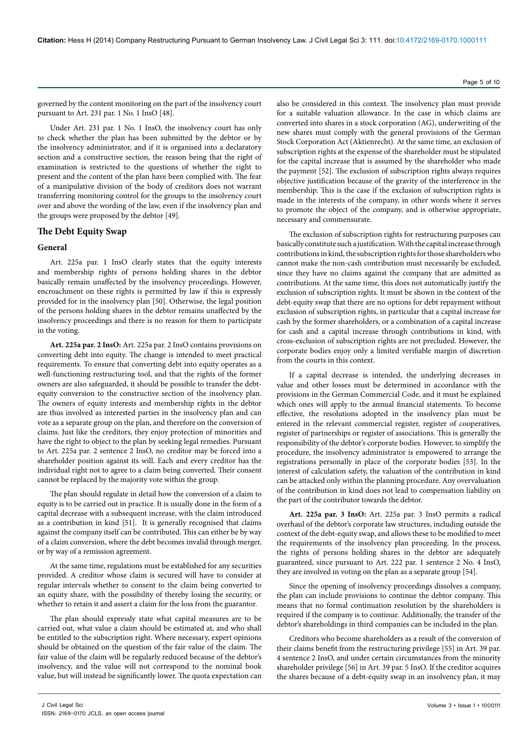governed by the content monitoring on the part of the insolvency court pursuant to Art. 231 par. 1 No. 1 InsO [48].

Under Art. 231 par. 1 No. 1 InsO, the insolvency court has only to check whether the plan has been submitted by the debtor or by the insolvency administrator, and if it is organised into a declaratory section and a constructive section, the reason being that the right of examination is restricted to the questions of whether the right to present and the content of the plan have been complied with. The fear of a manipulative division of the body of creditors does not warrant transferring monitoring control for the groups to the insolvency court over and above the wording of the law, even if the insolvency plan and the groups were proposed by the debtor [49].

## The Debt Equity Swap

### General

Art. 225a par. 1 InsO clearly states that the equity interests and membership rights of persons holding shares in the debtor basically remain unaffected by the insolvency proceedings. However, encroachment on these rights is permitted by law if this is expressly provided for in the insolvency plan [50]. Otherwise, the legal position of the persons holding shares in the debtor remains unaffected by the insolvency proceedings and there is no reason for them to participate in the voting.

**Art. 225a par. 2 InsO:** Art. 225a par. 2 InsO contains provisions on converting debt into equity. The change is intended to meet practical requirements. To ensure that converting debt into equity operates as a well-functioning restructuring tool, and that the rights of the former owners are also safeguarded, it should be possible to transfer the debt-equity conversion to the constructive section of the insolvency plan. The owners of equity interests and membership rights in the debtor are thus involved as interested parties in the insolvency plan and can vote as a separate group on the plan, and therefore on the conversion of claims. Just like the creditors, they enjoy protection of minorities and have the right to object to the plan by seeking legal remedies. Pursuant to Art. 225a par. 2 sentence 2 InsO, no creditor may be forced into a shareholder position against its will. Each and every creditor has the individual right not to agree to a claim being converted. Their consent cannot be replaced by the majority vote within the group.

The plan should regulate in detail how the conversion of a claim to equity is to be carried out in practice. It is usually done in the form of a capital decrease with a subsequent increase, with the claim introduced as a contribution in kind [51]. It is generally recognised that claims against the company itself can be contributed. This can either be by way of a claim conversion, where the debt becomes invalid through merger, or by way of a remission agreement.

At the same time, regulations must be established for any securities provided. A creditor whose claim is secured will have to consider at regular intervals whether to consent to the claim being converted to an equity share, with the possibility of thereby losing the security, or whether to retain it and assert a claim for the loss from the guarantor.

The plan should expressly state what capital measures are to be carried out, what value a claim should be estimated at, and who shall be entitled to the subscription right. Where necessary, expert opinions should be obtained on the question of the fair value of the claim. The fair value of the claim will be regularly reduced because of the debtor's insolvency, and the value will not correspond to the nominal book value, but will instead be significantly lower. The quota expectation can also be considered in this context. The insolvency plan must provide for a suitable valuation allowance. In the case in which claims are converted into shares in a stock corporation (AG), underwriting of the new shares must comply with the general provisions of the German Stock Corporation Act (Aktienrecht). At the same time, an exclusion of subscription rights at the expense of the shareholder must be stipulated for the capital increase that is assumed by the shareholder who made the payment [52]. The exclusion of subscription rights always requires objective justification because of the gravity of the interference in the membership. This is the case if the exclusion of subscription rights is made in the interests of the company, in other words where it serves to promote the object of the company, and is otherwise appropriate, necessary and commensurate.

The exclusion of subscription rights for restructuring purposes can basically constitute such a justification. With the capital increase through contributions in kind, the subscription rights for those shareholders who cannot make the non-cash contribution must necessarily be excluded, since they have no claims against the company that are admitted as contributions. At the same time, this does not automatically justify the exclusion of subscription rights. It must be shown in the context of the debt-equity swap that there are no options for debt repayment without exclusion of subscription rights, in particular that a capital increase for cash by the former shareholders, or a combination of a capital increase for cash and a capital increase through contributions in kind, with cross-exclusion of subscription rights are not precluded. However, the corporate bodies enjoy only a limited verifiable margin of discretion from the courts in this context.

If a capital decrease is intended, the underlying decreases in value and other losses must be determined in accordance with the provisions in the German Commercial Code, and it must be explained which ones will apply to the annual financial statements. To become effective, the resolutions adopted in the insolvency plan must be entered in the relevant commercial register, register of cooperatives, register of partnerships or register of associations. This is generally the responsibility of the debtor's corporate bodies. However, to simplify the procedure, the insolvency administrator is empowered to arrange the registrations personally in place of the corporate bodies [53]. In the interest of calculation safety, the valuation of the contribution in kind can be attacked only within the planning procedure. Any overvaluation of the contribution in kind does not lead to compensation liability on the part of the contributor towards the debtor.

**Art. 225a par. 3 InsO:** Art. 225a par. 3 InsO permits a radical overhaul of the debtor's corporate law structures, including outside the context of the debt-equity swap, and allows these to be modified to meet the requirements of the insolvency plan proceeding. In the process, the rights of persons holding shares in the debtor are adequately guaranteed, since pursuant to Art. 222 par. 1 sentence 2 No. 4 InsO, they are involved in voting on the plan as a separate group [54].

Since the opening of insolvency proceedings dissolves a company, the plan can include provisions to continue the debtor company. This means that no formal continuation resolution by the shareholders is required if the company is to continue. Additionally, the transfer of the debtor's shareholdings in third companies can be included in the plan.

Creditors who become shareholders as a result of the conversion of their claims benefit from the restructuring privilege [55] in Art. 39 par. 4 sentence 2 InsO, and under certain circumstances from the minority shareholder privilege [56] in Art. 39 par. 5 InsO. If the creditor acquires the shares because of a debt-equity swap in an insolvency plan, it may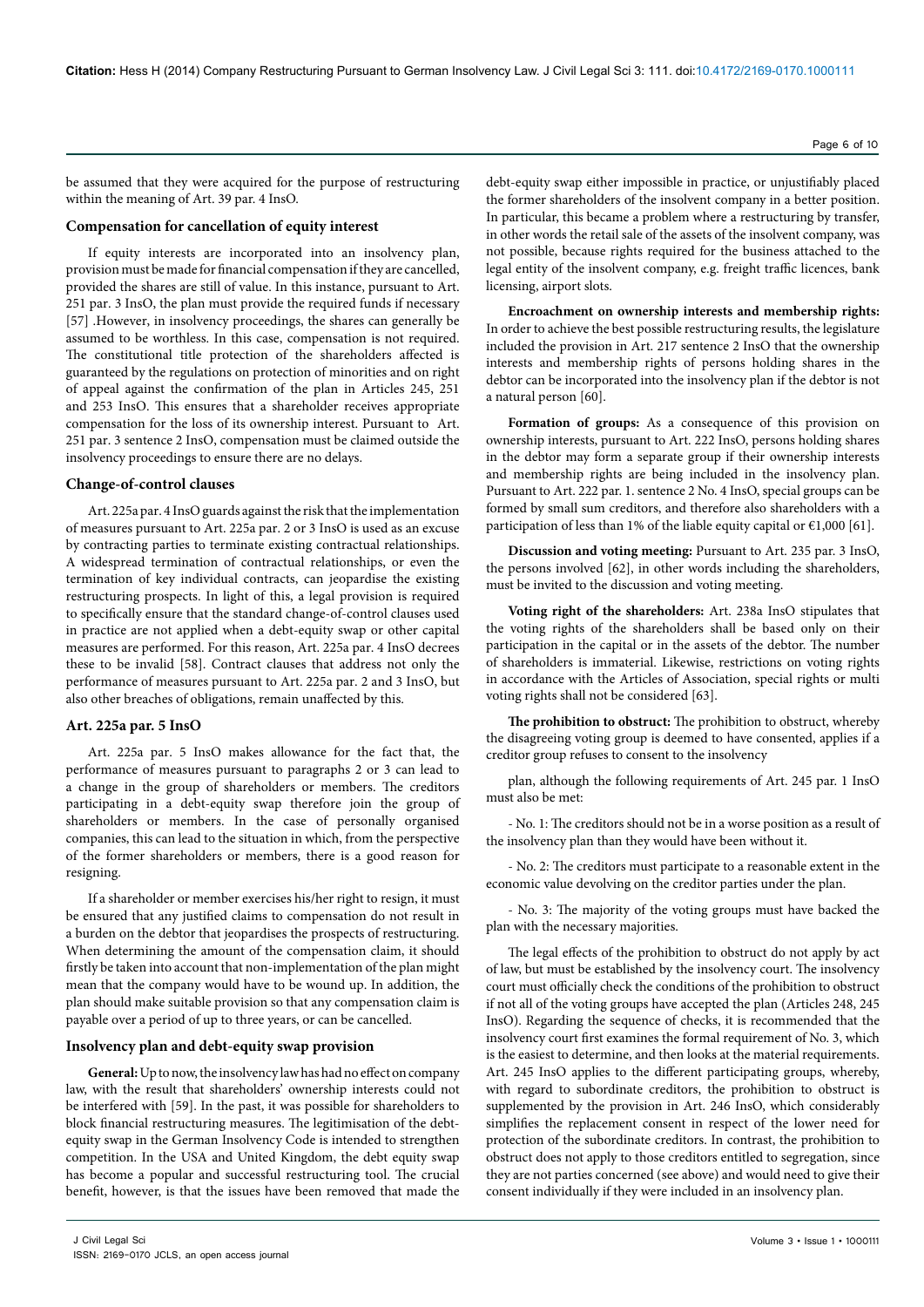be assumed that they were acquired for the purpose of restructuring within the meaning of Art. 39 par. 4 InsO.

### Compensation for cancellation of equity interest

If equity interests are incorporated into an insolvency plan, provision must be made for financial compensation if they are cancelled, provided the shares are still of value. In this instance, pursuant to Art. 251 par. 3 InsO, the plan must provide the required funds if necessary [57] .However, in insolvency proceedings, the shares can generally be assumed to be worthless. In this case, compensation is not required. The constitutional title protection of the shareholders affected is guaranteed by the regulations on protection of minorities and on right of appeal against the confirmation of the plan in Articles 245, 251 and 253 InsO. This ensures that a shareholder receives appropriate compensation for the loss of its ownership interest. Pursuant to Art. 251 par. 3 sentence 2 InsO, compensation must be claimed outside the insolvency proceedings to ensure there are no delays.

### Change-of-control clauses

Art. 225a par. 4 InsO guards against the risk that the implementation of measures pursuant to Art. 225a par. 2 or 3 InsO is used as an excuse by contracting parties to terminate existing contractual relationships. A widespread termination of contractual relationships, or even the termination of key individual contracts, can jeopardise the existing restructuring prospects. In light of this, a legal provision is required to specifically ensure that the standard change-of-control clauses used in practice are not applied when a debt-equity swap or other capital measures are performed. For this reason, Art. 225a par. 4 InsO decrees these to be invalid [58]. Contract clauses that address not only the performance of measures pursuant to Art. 225a par. 2 and 3 InsO, but also other breaches of obligations, remain unaffected by this.

### Art. 225a par. 5 InsO

Art. 225a par. 5 InsO makes allowance for the fact that, the performance of measures pursuant to paragraphs 2 or 3 can lead to a change in the group of shareholders or members. The creditors participating in a debt-equity swap therefore join the group of shareholders or members. In the case of personally organised companies, this can lead to the situation in which, from the perspective of the former shareholders or members, there is a good reason for resigning.

If a shareholder or member exercises his/her right to resign, it must be ensured that any justified claims to compensation do not result in a burden on the debtor that jeopardises the prospects of restructuring. When determining the amount of the compensation claim, it should firstly be taken into account that non-implementation of the plan might mean that the company would have to be wound up. In addition, the plan should make suitable provision so that any compensation claim is payable over a period of up to three years, or can be cancelled.

### Insolvency plan and debt-equity swap provision

**General:** Up to now, the insolvency law has had no effect on company law, with the result that shareholders' ownership interests could not be interfered with [59]. In the past, it was possible for shareholders to block financial restructuring measures. The legitimisation of the debt-equity swap in the German Insolvency Code is intended to strengthen competition. In the USA and United Kingdom, the debt equity swap has become a popular and successful restructuring tool. The crucial benefit, however, is that the issues have been removed that made the debt-equity swap either impossible in practice, or unjustifiably placed the former shareholders of the insolvent company in a better position. In particular, this became a problem where a restructuring by transfer, in other words the retail sale of the assets of the insolvent company, was not possible, because rights required for the business attached to the legal entity of the insolvent company, e.g. freight traffic licences, bank licensing, airport slots.

**Encroachment on ownership interests and membership rights:** In order to achieve the best possible restructuring results, the legislature included the provision in Art. 217 sentence 2 InsO that the ownership interests and membership rights of persons holding shares in the debtor can be incorporated into the insolvency plan if the debtor is not a natural person [60].

**Formation of groups:** As a consequence of this provision on ownership interests, pursuant to Art. 222 InsO, persons holding shares in the debtor may form a separate group if their ownership interests and membership rights are being included in the insolvency plan. Pursuant to Art. 222 par. 1. sentence 2 No. 4 InsO, special groups can be formed by small sum creditors, and therefore also shareholders with a participation of less than 1% of the liable equity capital or €1,000 [61].

**Discussion and voting meeting:** Pursuant to Art. 235 par. 3 InsO, the persons involved [62], in other words including the shareholders, must be invited to the discussion and voting meeting.

**Voting right of the shareholders:** Art. 238a InsO stipulates that the voting rights of the shareholders shall be based only on their participation in the capital or in the assets of the debtor. The number of shareholders is immaterial. Likewise, restrictions on voting rights in accordance with the Articles of Association, special rights or multi voting rights shall not be considered [63].

**The prohibition to obstruct:** The prohibition to obstruct, whereby the disagreeing voting group is deemed to have consented, applies if a creditor group refuses to consent to the insolvency plan, although the following requirements of Art. 245 par. 1 InsO must also be met:

- No. 1: The creditors should not be in a worse position as a result of the insolvency plan than they would have been without it.

- No. 2: The creditors must participate to a reasonable extent in the economic value devolving on the creditor parties under the plan.

- No. 3: The majority of the voting groups must have backed the plan with the necessary majorities.

The legal effects of the prohibition to obstruct do not apply by act of law, but must be established by the insolvency court. The insolvency court must officially check the conditions of the prohibition to obstruct if not all of the voting groups have accepted the plan (Articles 248, 245 InsO). Regarding the sequence of checks, it is recommended that the insolvency court first examines the formal requirement of No. 3, which is the easiest to determine, and then looks at the material requirements. Art. 245 InsO applies to the different participating groups, whereby, with regard to subordinate creditors, the prohibition to obstruct is supplemented by the provision in Art. 246 InsO, which considerably simplifies the replacement consent in respect of the lower need for protection of the subordinate creditors. In contrast, the prohibition to obstruct does not apply to those creditors entitled to segregation, since they are not parties concerned (see above) and would need to give their consent individually if they were included in an insolvency plan.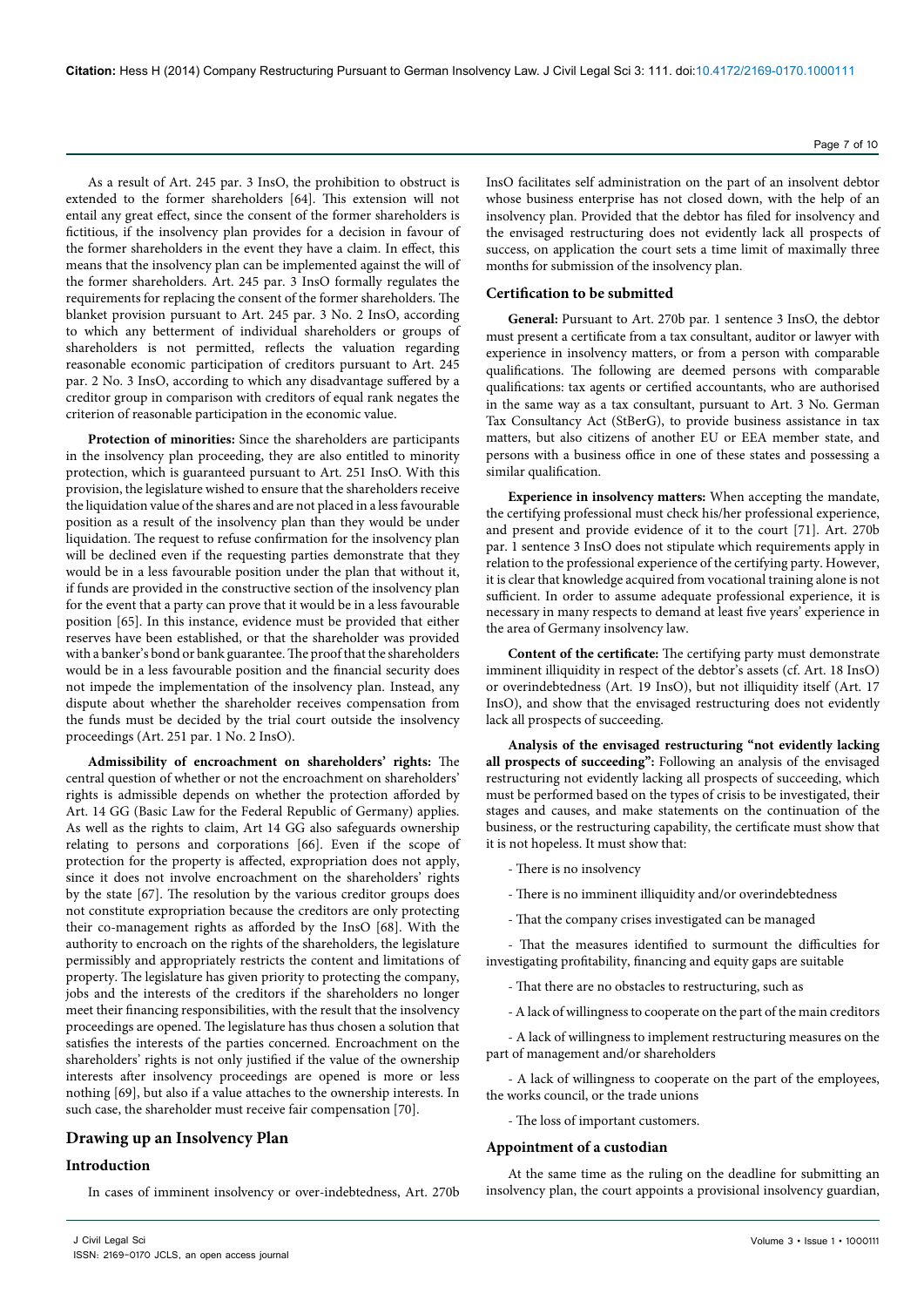As a result of Art. 245 par. 3 InsO, the prohibition to obstruct is extended to the former shareholders [64]. This extension will not entail any great effect, since the consent of the former shareholders is fictitious, if the insolvency plan provides for a decision in favour of the former shareholders in the event they have a claim. In effect, this means that the insolvency plan can be implemented against the will of the former shareholders. Art. 245 par. 3 InsO formally regulates the requirements for replacing the consent of the former shareholders. The blanket provision pursuant to Art. 245 par. 3 No. 2 InsO, according to which any betterment of individual shareholders or groups of shareholders is not permitted, reflects the valuation regarding reasonable economic participation of creditors pursuant to Art. 245 par. 2 No. 3 InsO, according to which any disadvantage suffered by a creditor group in comparison with creditors of equal rank negates the criterion of reasonable participation in the economic value.

**Protection of minorities:** Since the shareholders are participants in the insolvency plan proceeding, they are also entitled to minority protection, which is guaranteed pursuant to Art. 251 InsO. With this provision, the legislature wished to ensure that the shareholders receive the liquidation value of the shares and are not placed in a less favourable position as a result of the insolvency plan than they would be under liquidation. The request to refuse confirmation for the insolvency plan will be declined even if the requesting parties demonstrate that they would be in a less favourable position under the plan that without it, if funds are provided in the constructive section of the insolvency plan for the event that a party can prove that it would be in a less favourable position [65]. In this instance, evidence must be provided that either reserves have been established, or that the shareholder was provided with a banker's bond or bank guarantee. The proof that the shareholders would be in a less favourable position and the financial security does not impede the implementation of the insolvency plan. Instead, any dispute about whether the shareholder receives compensation from the funds must be decided by the trial court outside the insolvency proceedings (Art. 251 par. 1 No. 2 InsO).

**Admissibility of encroachment on shareholders' rights:** The central question of whether or not the encroachment on shareholders' rights is admissible depends on whether the protection afforded by Art. 14 GG (Basic Law for the Federal Republic of Germany) applies. As well as the rights to claim, Art 14 GG also safeguards ownership relating to persons and corporations [66]. Even if the scope of protection for the property is affected, expropriation does not apply, since it does not involve encroachment on the shareholders' rights by the state [67]. The resolution by the various creditor groups does not constitute expropriation because the creditors are only protecting their co-management rights as afforded by the InsO [68]. With the authority to encroach on the rights of the shareholders, the legislature permissibly and appropriately restricts the content and limitations of property. The legislature has given priority to protecting the company, jobs and the interests of the creditors if the shareholders no longer meet their financing responsibilities, with the result that the insolvency proceedings are opened. The legislature has thus chosen a solution that satisfies the interests of the parties concerned. Encroachment on the shareholders' rights is not only justified if the value of the ownership interests after insolvency proceedings are opened is more or less nothing [69], but also if a value attaches to the ownership interests. In such case, the shareholder must receive fair compensation [70].

## Drawing up an Insolvency Plan

### Introduction

In cases of imminent insolvency or over-indebtedness, Art. 270b InsO facilitates self administration on the part of an insolvent debtor whose business enterprise has not closed down, with the help of an insolvency plan. Provided that the debtor has filed for insolvency and the envisaged restructuring does not evidently lack all prospects of success, on application the court sets a time limit of maximally three months for submission of the insolvency plan.

### Certification to be submitted

**General:** Pursuant to Art. 270b par. 1 sentence 3 InsO, the debtor must present a certificate from a tax consultant, auditor or lawyer with experience in insolvency matters, or from a person with comparable qualifications. The following are deemed persons with comparable qualifications: tax agents or certified accountants, who are authorised in the same way as a tax consultant, pursuant to Art. 3 No. German Tax Consultancy Act (StBerG), to provide business assistance in tax matters, but also citizens of another EU or EEA member state, and persons with a business office in one of these states and possessing a similar qualification.

**Experience in insolvency matters:** When accepting the mandate, the certifying professional must check his/her professional experience, and present and provide evidence of it to the court [71]. Art. 270b par. 1 sentence 3 InsO does not stipulate which requirements apply in relation to the professional experience of the certifying party. However, it is clear that knowledge acquired from vocational training alone is not sufficient. In order to assume adequate professional experience, it is necessary in many respects to demand at least five years' experience in the area of Germany insolvency law.

**Content of the certificate:** The certifying party must demonstrate imminent illiquidity in respect of the debtor's assets (cf. Art. 18 InsO) or overindebtedness (Art. 19 InsO), but not illiquidity itself (Art. 17 InsO), and show that the envisaged restructuring does not evidently lack all prospects of succeeding.

**Analysis of the envisaged restructuring "not evidently lacking all prospects of succeeding":** Following an analysis of the envisaged restructuring not evidently lacking all prospects of succeeding, which must be performed based on the types of crisis to be investigated, their stages and causes, and make statements on the continuation of the business, or the restructuring capability, the certificate must show that it is not hopeless. It must show that:

- There is no insolvency

- There is no imminent illiquidity and/or overindebtedness

- That the company crises investigated can be managed

- That the measures identified to surmount the difficulties for investigating profitability, financing and equity gaps are suitable

- That there are no obstacles to restructuring, such as

- A lack of willingness to cooperate on the part of the main creditors

- A lack of willingness to implement restructuring measures on the part of management and/or shareholders

- A lack of willingness to cooperate on the part of the employees, the works council, or the trade unions

- The loss of important customers.

### Appointment of a custodian

At the same time as the ruling on the deadline for submitting an insolvency plan, the court appoints a provisional insolvency guardian,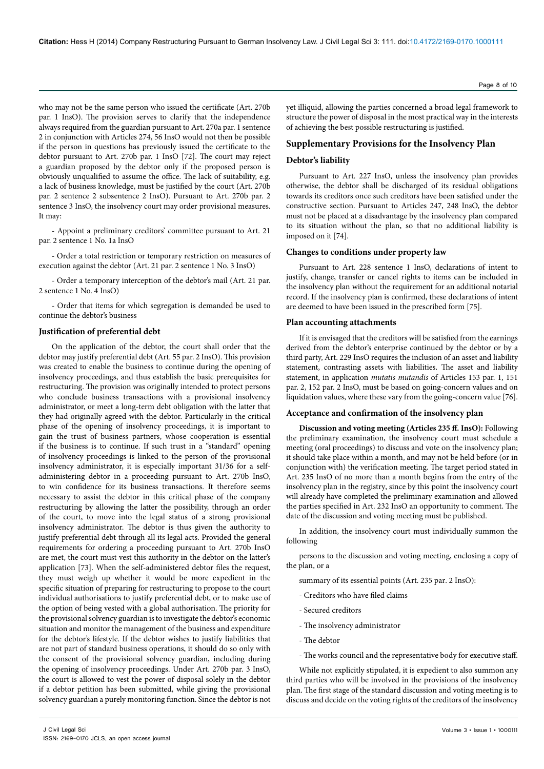who may not be the same person who issued the certificate (Art. 270b par. 1 InsO). The provision serves to clarify that the independence always required from the guardian pursuant to Art. 270a par. 1 sentence 2 in conjunction with Articles 274, 56 InsO would not then be possible if the person in questions has previously issued the certificate to the debtor pursuant to Art. 270b par. 1 InsO [72]. The court may reject a guardian proposed by the debtor only if the proposed person is obviously unqualified to assume the office. The lack of suitability, e.g. a lack of business knowledge, must be justified by the court (Art. 270b par. 2 sentence 2 subsentence 2 InsO). Pursuant to Art. 270b par. 2 sentence 3 InsO, the insolvency court may order provisional measures. It may:

- Appoint a preliminary creditors' committee pursuant to Art. 21 par. 2 sentence 1 No. 1a InsO

- Order a total restriction or temporary restriction on measures of execution against the debtor (Art. 21 par. 2 sentence 1 No. 3 InsO)

- Order a temporary interception of the debtor's mail (Art. 21 par. 2 sentence 1 No. 4 InsO)

- Order that items for which segregation is demanded be used to continue the debtor's business

### Justification of preferential debt

On the application of the debtor, the court shall order that the debtor may justify preferential debt (Art. 55 par. 2 InsO). This provision was created to enable the business to continue during the opening of insolvency proceedings, and thus establish the basic prerequisites for restructuring. The provision was originally intended to protect persons who conclude business transactions with a provisional insolvency administrator, or meet a long-term debt obligation with the latter that they had originally agreed with the debtor. Particularly in the critical phase of the opening of insolvency proceedings, it is important to gain the trust of business partners, whose cooperation is essential if the business is to continue. If such trust in a "standard" opening of insolvency proceedings is linked to the person of the provisional insolvency administrator, it is especially important 31/36 for a self-administering debtor in a proceeding pursuant to Art. 270b InsO, to win confidence for its business transactions. It therefore seems necessary to assist the debtor in this critical phase of the company restructuring by allowing the latter the possibility, through an order of the court, to move into the legal status of a strong provisional insolvency administrator. The debtor is thus given the authority to justify preferential debt through all its legal acts. Provided the general requirements for ordering a proceeding pursuant to Art. 270b InsO are met, the court must vest this authority in the debtor on the latter's application [73]. When the self-administered debtor files the request, they must weigh up whether it would be more expedient in the specific situation of preparing for restructuring to propose to the court individual authorisations to justify preferential debt, or to make use of the option of being vested with a global authorisation. The priority for the provisional solvency guardian is to investigate the debtor's economic situation and monitor the management of the business and expenditure for the debtor's lifestyle. If the debtor wishes to justify liabilities that are not part of standard business operations, it should do so only with the consent of the provisional solvency guardian, including during the opening of insolvency proceedings. Under Art. 270b par. 3 InsO, the court is allowed to vest the power of disposal solely in the debtor if a debtor petition has been submitted, while giving the provisional solvency guardian a purely monitoring function. Since the debtor is not yet illiquid, allowing the parties concerned a broad legal framework to structure the power of disposal in the most practical way in the interests of achieving the best possible restructuring is justified.

## Supplementary Provisions for the Insolvency Plan

### Debtor's liability

Pursuant to Art. 227 InsO, unless the insolvency plan provides otherwise, the debtor shall be discharged of its residual obligations towards its creditors once such creditors have been satisfied under the constructive section. Pursuant to Articles 247, 248 InsO, the debtor must not be placed at a disadvantage by the insolvency plan compared to its situation without the plan, so that no additional liability is imposed on it [74].

### Changes to conditions under property law

Pursuant to Art. 228 sentence 1 InsO, declarations of intent to justify, change, transfer or cancel rights to items can be included in the insolvency plan without the requirement for an additional notarial record. If the insolvency plan is confirmed, these declarations of intent are deemed to have been issued in the prescribed form [75].

### Plan accounting attachments

If it is envisaged that the creditors will be satisfied from the earnings derived from the debtor's enterprise continued by the debtor or by a third party, Art. 229 InsO requires the inclusion of an asset and liability statement, contrasting assets with liabilities. The asset and liability statement, in application *mutatis mutandis* of Articles 153 par. 1, 151 par. 2, 152 par. 2 InsO, must be based on going-concern values and on liquidation values, where these vary from the going-concern value [76].

### Acceptance and confirmation of the insolvency plan

**Discussion and voting meeting (Articles 235 ff. InsO):** Following the preliminary examination, the insolvency court must schedule a meeting (oral proceedings) to discuss and vote on the insolvency plan; it should take place within a month, and may not be held before (or in conjunction with) the verification meeting. The target period stated in Art. 235 InsO of no more than a month begins from the entry of the insolvency plan in the registry, since by this point the insolvency court will already have completed the preliminary examination and allowed the parties specified in Art. 232 InsO an opportunity to comment. The date of the discussion and voting meeting must be published.

In addition, the insolvency court must individually summon the following persons to the discussion and voting meeting, enclosing a copy of the plan, or a summary of its essential points (Art. 235 par. 2 InsO):

- Creditors who have filed claims

- Secured creditors

- The insolvency administrator

- The debtor

- The works council and the representative body for executive staff.

While not explicitly stipulated, it is expedient to also summon any third parties who will be involved in the provisions of the insolvency plan. The first stage of the standard discussion and voting meeting is to discuss and decide on the voting rights of the creditors of the insolvency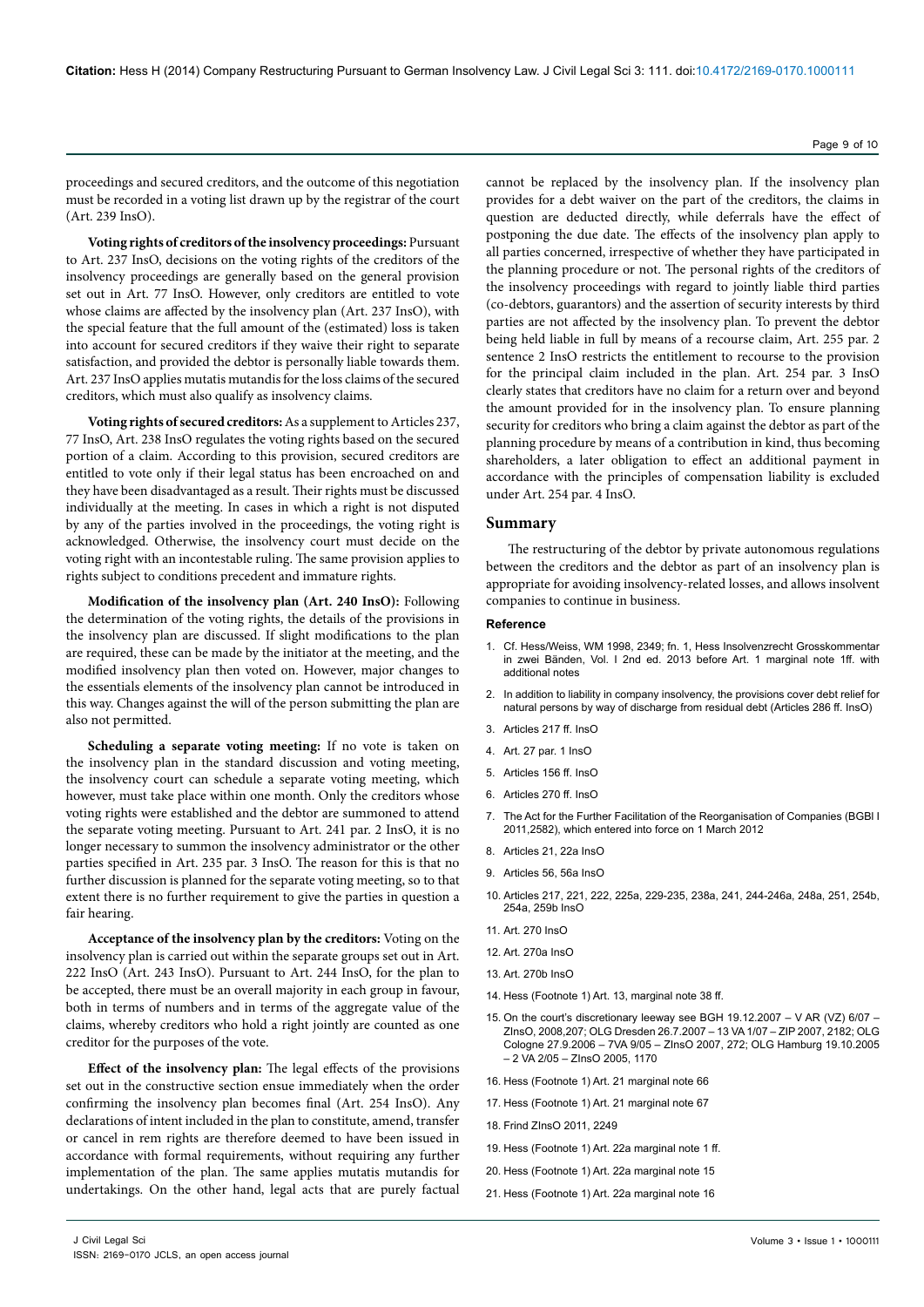proceedings and secured creditors, and the outcome of this negotiation must be recorded in a voting list drawn up by the registrar of the court (Art. 239 InsO).

**Voting rights of creditors of the insolvency proceedings:** Pursuant to Art. 237 InsO, decisions on the voting rights of the creditors of the insolvency proceedings are generally based on the general provision set out in Art. 77 InsO. However, only creditors are entitled to vote whose claims are affected by the insolvency plan (Art. 237 InsO), with the special feature that the full amount of the (estimated) loss is taken into account for secured creditors if they waive their right to separate satisfaction, and provided the debtor is personally liable towards them. Art. 237 InsO applies mutatis mutandis for the loss claims of the secured creditors, which must also qualify as insolvency claims.

**Voting rights of secured creditors:** As a supplement to Articles 237, 77 InsO, Art. 238 InsO regulates the voting rights based on the secured portion of a claim. According to this provision, secured creditors are entitled to vote only if their legal status has been encroached on and they have been disadvantaged as a result. Their rights must be discussed individually at the meeting. In cases in which a right is not disputed by any of the parties involved in the proceedings, the voting right is acknowledged. Otherwise, the insolvency court must decide on the voting right with an incontestable ruling. The same provision applies to rights subject to conditions precedent and immature rights.

**Modification of the insolvency plan (Art. 240 InsO):** Following the determination of the voting rights, the details of the provisions in the insolvency plan are discussed. If slight modifications to the plan are required, these can be made by the initiator at the meeting, and the modified insolvency plan then voted on. However, major changes to the essentials elements of the insolvency plan cannot be introduced in this way. Changes against the will of the person submitting the plan are also not permitted.

**Scheduling a separate voting meeting:** If no vote is taken on the insolvency plan in the standard discussion and voting meeting, the insolvency court can schedule a separate voting meeting, which however, must take place within one month. Only the creditors whose voting rights were established and the debtor are summoned to attend the separate voting meeting. Pursuant to Art. 241 par. 2 InsO, it is no longer necessary to summon the insolvency administrator or the other parties specified in Art. 235 par. 3 InsO. The reason for this is that no further discussion is planned for the separate voting meeting, so to that extent there is no further requirement to give the parties in question a fair hearing.

**Acceptance of the insolvency plan by the creditors:** Voting on the insolvency plan is carried out within the separate groups set out in Art. 222 InsO (Art. 243 InsO). Pursuant to Art. 244 InsO, for the plan to be accepted, there must be an overall majority in each group in favour, both in terms of numbers and in terms of the aggregate value of the claims, whereby creditors who hold a right jointly are counted as one creditor for the purposes of the vote.

**Effect of the insolvency plan:** The legal effects of the provisions set out in the constructive section ensue immediately when the order confirming the insolvency plan becomes final (Art. 254 InsO). Any declarations of intent included in the plan to constitute, amend, transfer or cancel in rem rights are therefore deemed to have been issued in accordance with formal requirements, without requiring any further implementation of the plan. The same applies mutatis mutandis for undertakings. On the other hand, legal acts that are purely factual cannot be replaced by the insolvency plan. If the insolvency plan provides for a debt waiver on the part of the creditors, the claims in question are deducted directly, while deferrals have the effect of postponing the due date. The effects of the insolvency plan apply to all parties concerned, irrespective of whether they have participated in the planning procedure or not. The personal rights of the creditors of the insolvency proceedings with regard to jointly liable third parties (co-debtors, guarantors) and the assertion of security interests by third parties are not affected by the insolvency plan. To prevent the debtor being held liable in full by means of a recourse claim, Art. 255 par. 2 sentence 2 InsO restricts the entitlement to recourse to the provision for the principal claim included in the plan. Art. 254 par. 3 InsO clearly states that creditors have no claim for a return over and beyond the amount provided for in the insolvency plan. To ensure planning security for creditors who bring a claim against the debtor as part of the planning procedure by means of a contribution in kind, thus becoming shareholders, a later obligation to effect an additional payment in accordance with the principles of compensation liability is excluded under Art. 254 par. 4 InsO.

## Summary

The restructuring of the debtor by private autonomous regulations between the creditors and the debtor as part of an insolvency plan is appropriate for avoiding insolvency-related losses, and allows insolvent companies to continue in business.

### Reference

1. Cf. Hess/Weiss, WM 1998, 2349; fn. 1, Hess Insolvenzrecht Grosskommentar in zwei Bänden, Vol. I 2nd ed. 2013 before Art. 1 marginal note 1ff. with additional notes
2. In addition to liability in company insolvency, the provisions cover debt relief for natural persons by way of discharge from residual debt (Articles 286 ff. InsO)
3. Articles 217 ff. InsO
4. Art. 27 par. 1 InsO
5. Articles 156 ff. InsO
6. Articles 270 ff. InsO
7. The Act for the Further Facilitation of the Reorganisation of Companies (BGBl I 2011,2582), which entered into force on 1 March 2012
8. Articles 21, 22a InsO
9. Articles 56, 56a InsO
10. Articles 217, 221, 222, 225a, 229-235, 238a, 241, 244-246a, 248a, 251, 254b, 254a, 259b InsO
11. Art. 270 InsO
12. Art. 270a InsO
13. Art. 270b InsO
14. Hess (Footnote 1) Art. 13, marginal note 38 ff.
15. On the court's discretionary leeway see BGH 19.12.2007 – V AR (VZ) 6/07 – ZInsO, 2008,207; OLG Dresden 26.7.2007 – 13 VA 1/07 – ZIP 2007, 2182; OLG Cologne 27.9.2006 – 7VA 9/05 – ZInsO 2007, 272; OLG Hamburg 19.10.2005 – 2 VA 2/05 – ZInsO 2005, 1170
16. Hess (Footnote 1) Art. 21 marginal note 66
17. Hess (Footnote 1) Art. 21 marginal note 67
18. Frind ZInsO 2011, 2249
19. Hess (Footnote 1) Art. 22a marginal note 1 ff.
20. Hess (Footnote 1) Art. 22a marginal note 15
21. Hess (Footnote 1) Art. 22a marginal note 16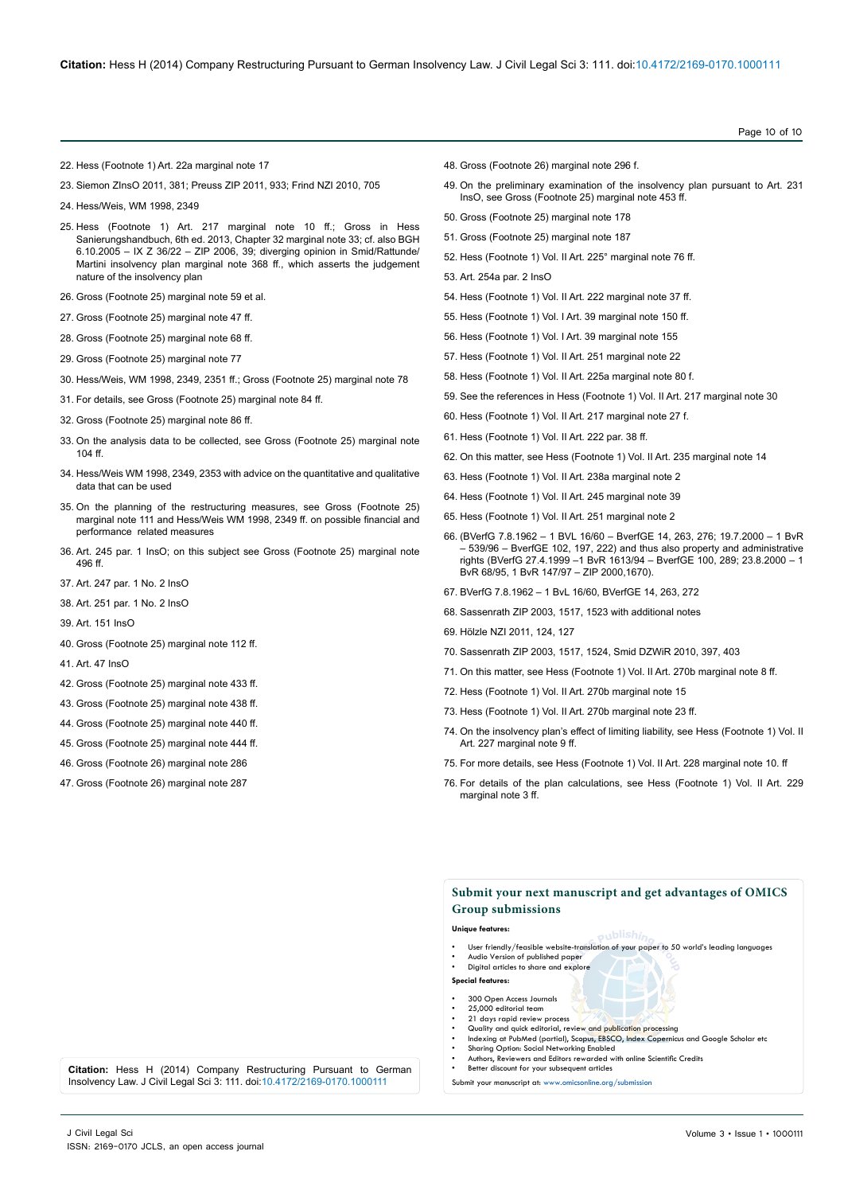22. Hess (Footnote 1) Art. 22a marginal note 17
23. Siemon ZInsO 2011, 381; Preuss ZIP 2011, 933; Frind NZI 2010, 705
24. Hess/Weis, WM 1998, 2349
25. Hess (Footnote 1) Art. 217 marginal note 10 ff.; Gross in Hess Sanierungshandbuch, 6th ed. 2013, Chapter 32 marginal note 33; cf. also BGH 6.10.2005 – IX Z 36/22 – ZIP 2006, 39; diverging opinion in Smid/Rattunde/Martini insolvency plan marginal note 368 ff., which asserts the judgement nature of the insolvency plan
26. Gross (Footnote 25) marginal note 59 et al.
27. Gross (Footnote 25) marginal note 47 ff.
28. Gross (Footnote 25) marginal note 68 ff.
29. Gross (Footnote 25) marginal note 77
30. Hess/Weis, WM 1998, 2349, 2351 ff.; Gross (Footnote 25) marginal note 78
31. For details, see Gross (Footnote 25) marginal note 84 ff.
32. Gross (Footnote 25) marginal note 86 ff.
33. On the analysis data to be collected, see Gross (Footnote 25) marginal note 104 ff.
34. Hess/Weis WM 1998, 2349, 2353 with advice on the quantitative and qualitative data that can be used
35. On the planning of the restructuring measures, see Gross (Footnote 25) marginal note 111 and Hess/Weis WM 1998, 2349 ff. on possible financial and performance related measures
36. Art. 245 par. 1 InsO; on this subject see Gross (Footnote 25) marginal note 496 ff.
37. Art. 247 par. 1 No. 2 InsO
38. Art. 251 par. 1 No. 2 InsO
39. Art. 151 InsO
40. Gross (Footnote 25) marginal note 112 ff.
41. Art. 47 InsO
42. Gross (Footnote 25) marginal note 433 ff.
43. Gross (Footnote 25) marginal note 438 ff.
44. Gross (Footnote 25) marginal note 440 ff.
45. Gross (Footnote 25) marginal note 444 ff.
46. Gross (Footnote 26) marginal note 286
47. Gross (Footnote 26) marginal note 287
48. Gross (Footnote 26) marginal note 296 f.
49. On the preliminary examination of the insolvency plan pursuant to Art. 231 InsO, see Gross (Footnote 25) marginal note 453 ff.
50. Gross (Footnote 25) marginal note 178
51. Gross (Footnote 25) marginal note 187
52. Hess (Footnote 1) Vol. II Art. 225° marginal note 76 ff.
53. Art. 254a par. 2 InsO
54. Hess (Footnote 1) Vol. II Art. 222 marginal note 37 ff.
55. Hess (Footnote 1) Vol. I Art. 39 marginal note 150 ff.
56. Hess (Footnote 1) Vol. I Art. 39 marginal note 155
57. Hess (Footnote 1) Vol. II Art. 251 marginal note 22
58. Hess (Footnote 1) Vol. II Art. 225a marginal note 80 f.
59. See the references in Hess (Footnote 1) Vol. II Art. 217 marginal note 30
60. Hess (Footnote 1) Vol. II Art. 217 marginal note 27 f.
61. Hess (Footnote 1) Vol. II Art. 222 par. 38 ff.
62. On this matter, see Hess (Footnote 1) Vol. II Art. 235 marginal note 14
63. Hess (Footnote 1) Vol. II Art. 238a marginal note 2
64. Hess (Footnote 1) Vol. II Art. 245 marginal note 39
65. Hess (Footnote 1) Vol. II Art. 251 marginal note 2
66. (BVerfG 7.8.1962 – 1 BVL 16/60 – BverfGE 14, 263, 276; 19.7.2000 – 1 BvR – 539/96 – BVerfGE 102, 197, 222) and thus also property and administrative rights (BVerfG 27.4.1999 –1 BvR 1613/94 – BVerfGE 100, 289; 23.8.2000 – 1 BvR 68/95, 1 BvR 147/97 – ZIP 2000,1670).
67. BVerfG 7.8.1962 – 1 BvL 16/60, BVerfGE 14, 263, 272
68. Sassenrath ZIP 2003, 1517, 1523 with additional notes
69. Hölzle NZI 2011, 124, 127
70. Sassenrath ZIP 2003, 1517, 1524, Smid DZWiR 2010, 397, 403
71. On this matter, see Hess (Footnote 1) Vol. II Art. 270b marginal note 8 ff.
72. Hess (Footnote 1) Vol. II Art. 270b marginal note 15
73. Hess (Footnote 1) Vol. II Art. 270b marginal note 23 ff.
74. On the insolvency plan's effect of limiting liability, see Hess (Footnote 1) Vol. II Art. 227 marginal note 9 ff.
75. For more details, see Hess (Footnote 1) Vol. II Art. 228 marginal note 10. ff
76. For details of the plan calculations, see Hess (Footnote 1) Vol. II Art. 229 marginal note 3 ff.

**Citation:** Hess H (2014) Company Restructuring Pursuant to German Insolvency Law. J Civil Legal Sci 3: 111. doi:10.4172/2169-0170.1000111

**Submit your next manuscript and get advantages of OMICS Group submissions**

**Unique features:**

- User friendly/feasible website-translation of your paper to 50 world's leading languages
- Audio Version of published paper
- Digital articles to share and explore

**Special features:**

- 300 Open Access Journals
- 25,000 editorial team
- 21 days rapid review process
- Quality and quick editorial, review and publication processing
- Indexing at PubMed (partial), Scopus, EBSCO, Index Copernicus and Google Scholar etc
- Sharing Option: Social Networking Enabled
- Authors, Reviewers and Editors rewarded with online Scientific Credits
- Better discount for your subsequent articles

Submit your manuscript at: www.omicsonline.org/submission